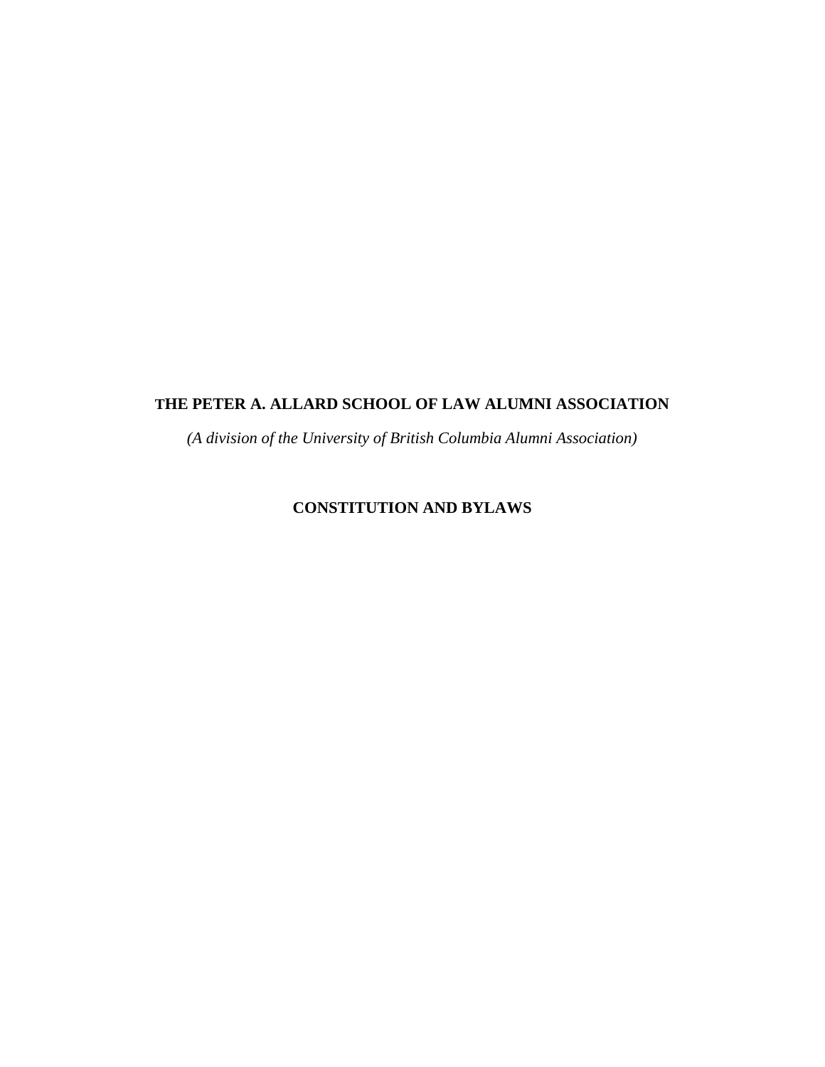# THE PETER A. ALLARD SCHOOL OF LAW ALUMNI ASSOCIATION

*(A division of the University of British Columbia Alumni Association)*

## CONSTITUTION AND BYLAWS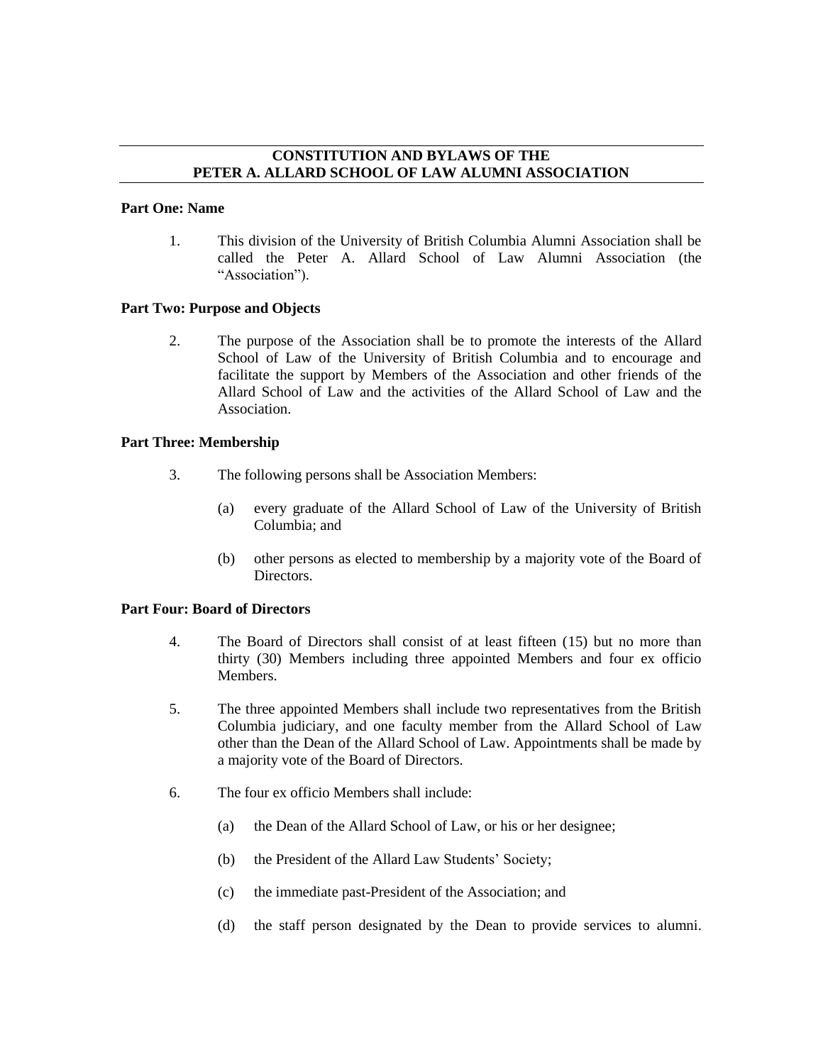# CONSTITUTION AND BYLAWS OF THE PETER A. ALLARD SCHOOL OF LAW ALUMNI ASSOCIATION

## Part One: Name

1. This division of the University of British Columbia Alumni Association shall be called the Peter A. Allard School of Law Alumni Association (the "Association").

## Part Two: Purpose and Objects

2. The purpose of the Association shall be to promote the interests of the Allard School of Law of the University of British Columbia and to encourage and facilitate the support by Members of the Association and other friends of the Allard School of Law and the activities of the Allard School of Law and the Association.

## Part Three: Membership

3. The following persons shall be Association Members:

   (a) every graduate of the Allard School of Law of the University of British Columbia; and

   (b) other persons as elected to membership by a majority vote of the Board of Directors.

## Part Four: Board of Directors

4. The Board of Directors shall consist of at least fifteen (15) but no more than thirty (30) Members including three appointed Members and four ex officio Members.

5. The three appointed Members shall include two representatives from the British Columbia judiciary, and one faculty member from the Allard School of Law other than the Dean of the Allard School of Law. Appointments shall be made by a majority vote of the Board of Directors.

6. The four ex officio Members shall include:

   (a) the Dean of the Allard School of Law, or his or her designee;

   (b) the President of the Allard Law Students' Society;

   (c) the immediate past-President of the Association; and

   (d) the staff person designated by the Dean to provide services to alumni.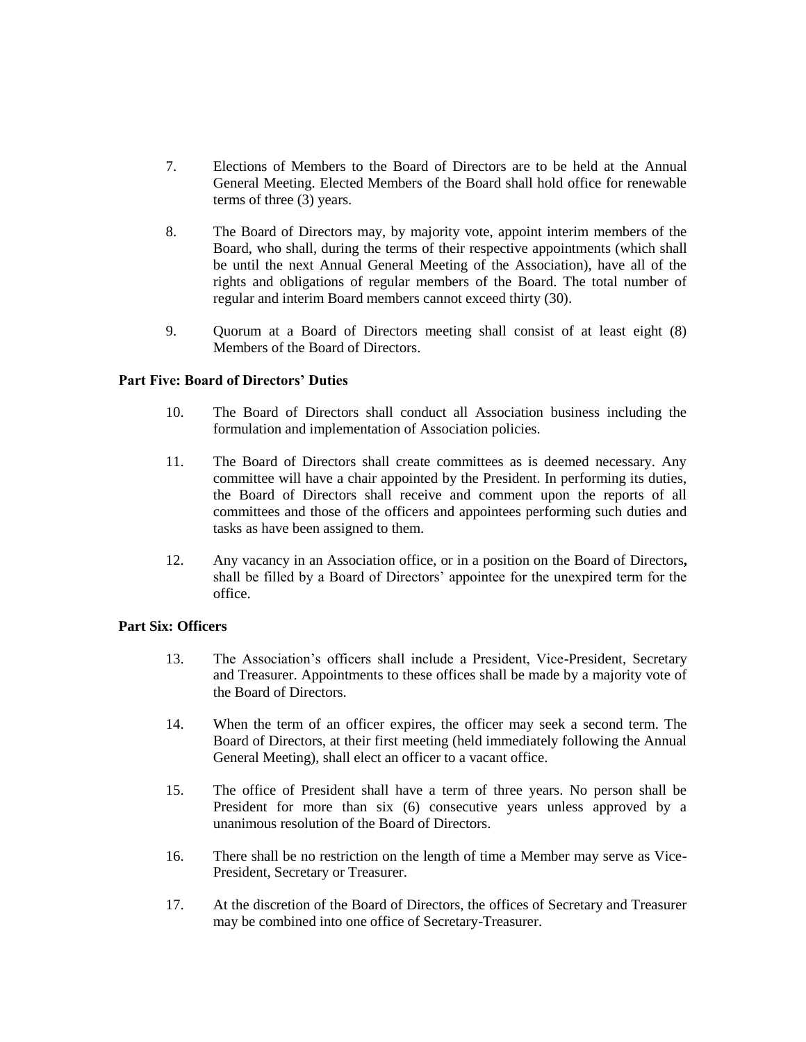7. Elections of Members to the Board of Directors are to be held at the Annual General Meeting. Elected Members of the Board shall hold office for renewable terms of three (3) years.

8. The Board of Directors may, by majority vote, appoint interim members of the Board, who shall, during the terms of their respective appointments (which shall be until the next Annual General Meeting of the Association), have all of the rights and obligations of regular members of the Board. The total number of regular and interim Board members cannot exceed thirty (30).

9. Quorum at a Board of Directors meeting shall consist of at least eight (8) Members of the Board of Directors.

**Part Five: Board of Directors' Duties**

10. The Board of Directors shall conduct all Association business including the formulation and implementation of Association policies.

11. The Board of Directors shall create committees as is deemed necessary. Any committee will have a chair appointed by the President. In performing its duties, the Board of Directors shall receive and comment upon the reports of all committees and those of the officers and appointees performing such duties and tasks as have been assigned to them.

12. Any vacancy in an Association office, or in a position on the Board of Directors**,** shall be filled by a Board of Directors' appointee for the unexpired term for the office.

**Part Six: Officers**

13. The Association's officers shall include a President, Vice-President, Secretary and Treasurer. Appointments to these offices shall be made by a majority vote of the Board of Directors.

14. When the term of an officer expires, the officer may seek a second term. The Board of Directors, at their first meeting (held immediately following the Annual General Meeting), shall elect an officer to a vacant office.

15. The office of President shall have a term of three years. No person shall be President for more than six (6) consecutive years unless approved by a unanimous resolution of the Board of Directors.

16. There shall be no restriction on the length of time a Member may serve as Vice-President, Secretary or Treasurer.

17. At the discretion of the Board of Directors, the offices of Secretary and Treasurer may be combined into one office of Secretary-Treasurer.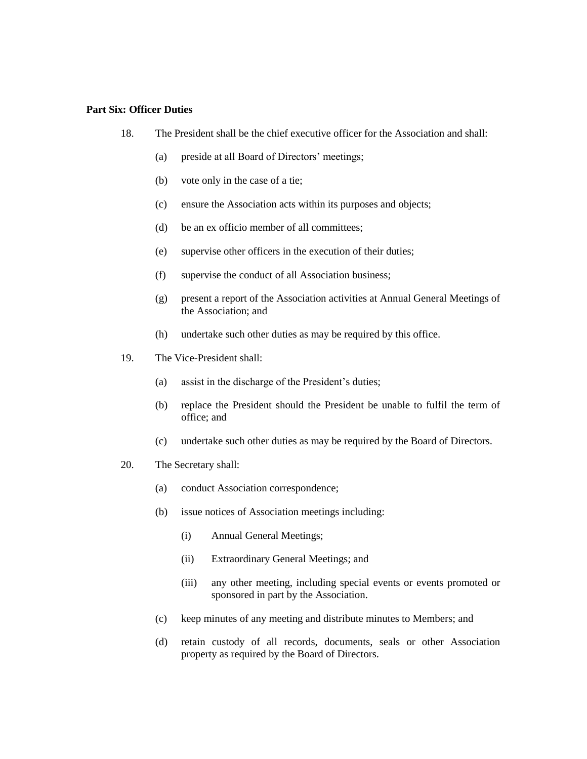**Part Six: Officer Duties**

18. The President shall be the chief executive officer for the Association and shall:

    (a) preside at all Board of Directors' meetings;

    (b) vote only in the case of a tie;

    (c) ensure the Association acts within its purposes and objects;

    (d) be an ex officio member of all committees;

    (e) supervise other officers in the execution of their duties;

    (f) supervise the conduct of all Association business;

    (g) present a report of the Association activities at Annual General Meetings of the Association; and

    (h) undertake such other duties as may be required by this office.

19. The Vice-President shall:

    (a) assist in the discharge of the President's duties;

    (b) replace the President should the President be unable to fulfil the term of office; and

    (c) undertake such other duties as may be required by the Board of Directors.

20. The Secretary shall:

    (a) conduct Association correspondence;

    (b) issue notices of Association meetings including:

        (i) Annual General Meetings;

        (ii) Extraordinary General Meetings; and

        (iii) any other meeting, including special events or events promoted or sponsored in part by the Association.

    (c) keep minutes of any meeting and distribute minutes to Members; and

    (d) retain custody of all records, documents, seals or other Association property as required by the Board of Directors.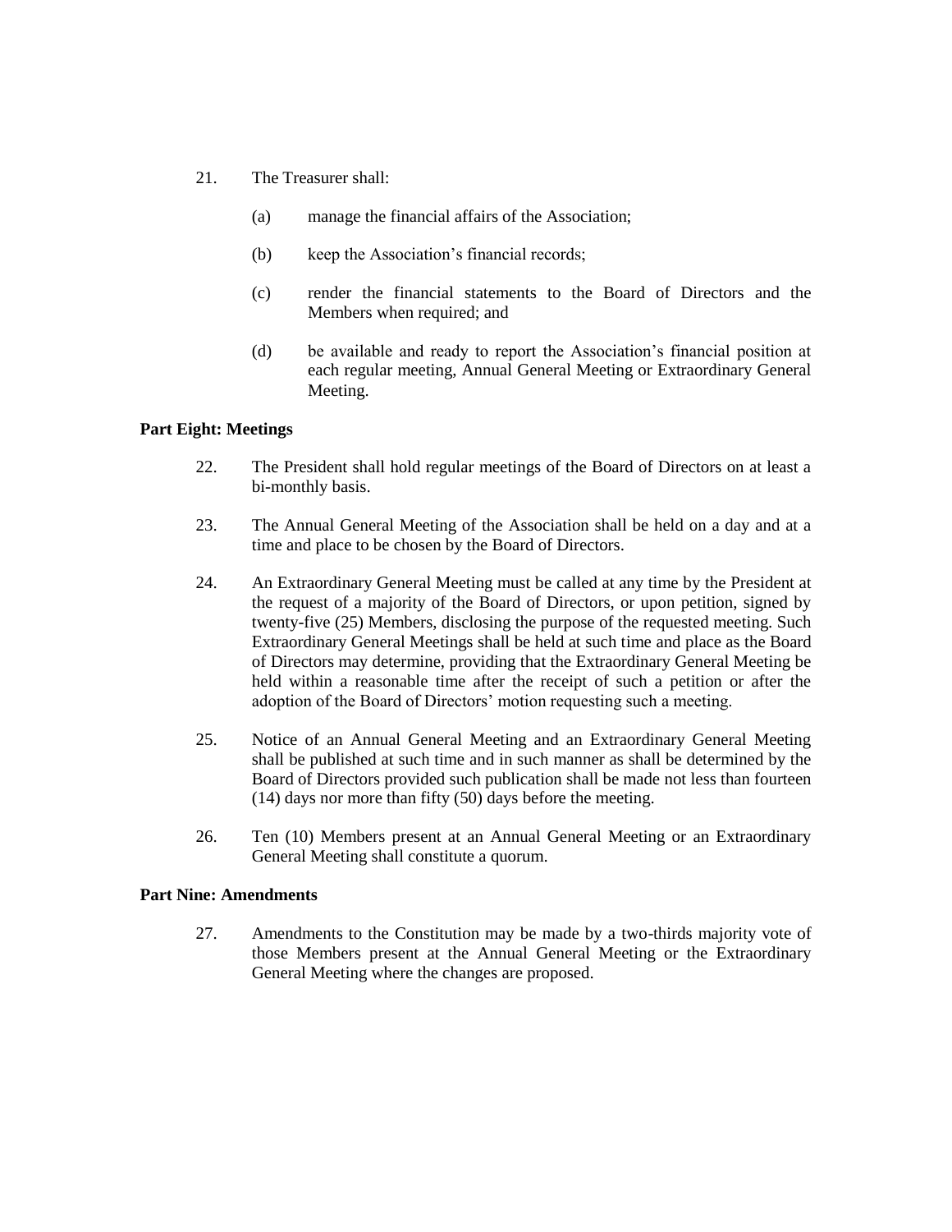21. The Treasurer shall:

    (a) manage the financial affairs of the Association;

    (b) keep the Association's financial records;

    (c) render the financial statements to the Board of Directors and the Members when required; and

    (d) be available and ready to report the Association's financial position at each regular meeting, Annual General Meeting or Extraordinary General Meeting.

**Part Eight: Meetings**

22. The President shall hold regular meetings of the Board of Directors on at least a bi-monthly basis.

23. The Annual General Meeting of the Association shall be held on a day and at a time and place to be chosen by the Board of Directors.

24. An Extraordinary General Meeting must be called at any time by the President at the request of a majority of the Board of Directors, or upon petition, signed by twenty-five (25) Members, disclosing the purpose of the requested meeting. Such Extraordinary General Meetings shall be held at such time and place as the Board of Directors may determine, providing that the Extraordinary General Meeting be held within a reasonable time after the receipt of such a petition or after the adoption of the Board of Directors' motion requesting such a meeting.

25. Notice of an Annual General Meeting and an Extraordinary General Meeting shall be published at such time and in such manner as shall be determined by the Board of Directors provided such publication shall be made not less than fourteen (14) days nor more than fifty (50) days before the meeting.

26. Ten (10) Members present at an Annual General Meeting or an Extraordinary General Meeting shall constitute a quorum.

**Part Nine: Amendments**

27. Amendments to the Constitution may be made by a two-thirds majority vote of those Members present at the Annual General Meeting or the Extraordinary General Meeting where the changes are proposed.